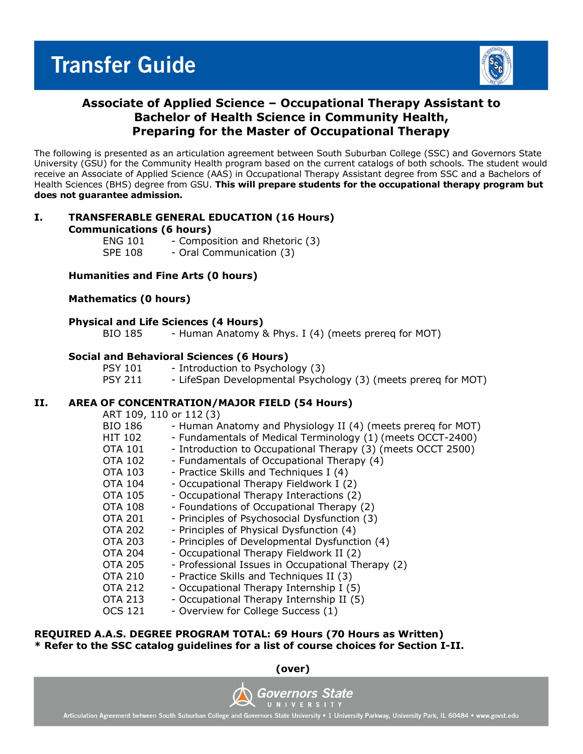# Transfer Guide

## Associate of Applied Science – Occupational Therapy Assistant to Bachelor of Health Science in Community Health, Preparing for the Master of Occupational Therapy

The following is presented as an articulation agreement between South Suburban College (SSC) and Governors State University (GSU) for the Community Health program based on the current catalogs of both schools. The student would receive an Associate of Applied Science (AAS) in Occupational Therapy Assistant degree from SSC and a Bachelors of Health Sciences (BHS) degree from GSU. **This will prepare students for the occupational therapy program but does not guarantee admission.**

### I. TRANSFERABLE GENERAL EDUCATION (16 Hours)

**Communications (6 hours)**

- ENG 101 - Composition and Rhetoric (3)
- SPE 108 - Oral Communication (3)

**Humanities and Fine Arts (0 hours)**

**Mathematics (0 hours)**

**Physical and Life Sciences (4 Hours)**

- BIO 185 - Human Anatomy & Phys. I (4) (meets prereq for MOT)

**Social and Behavioral Sciences (6 Hours)**

- PSY 101 - Introduction to Psychology (3)
- PSY 211 - LifeSpan Developmental Psychology (3) (meets prereq for MOT)

### II. AREA OF CONCENTRATION/MAJOR FIELD (54 Hours)

- ART 109, 110 or 112 (3)
- BIO 186 - Human Anatomy and Physiology II (4) (meets prereq for MOT)
- HIT 102 - Fundamentals of Medical Terminology (1) (meets OCCT-2400)
- OTA 101 - Introduction to Occupational Therapy (3) (meets OCCT 2500)
- OTA 102 - Fundamentals of Occupational Therapy (4)
- OTA 103 - Practice Skills and Techniques I (4)
- OTA 104 - Occupational Therapy Fieldwork I (2)
- OTA 105 - Occupational Therapy Interactions (2)
- OTA 108 - Foundations of Occupational Therapy (2)
- OTA 201 - Principles of Psychosocial Dysfunction (3)
- OTA 202 - Principles of Physical Dysfunction (4)
- OTA 203 - Principles of Developmental Dysfunction (4)
- OTA 204 - Occupational Therapy Fieldwork II (2)
- OTA 205 - Professional Issues in Occupational Therapy (2)
- OTA 210 - Practice Skills and Techniques II (3)
- OTA 212 - Occupational Therapy Internship I (5)
- OTA 213 - Occupational Therapy Internship II (5)
- OCS 121 - Overview for College Success (1)

**REQUIRED A.A.S. DEGREE PROGRAM TOTAL: 69 Hours (70 Hours as Written)**
**\* Refer to the SSC catalog guidelines for a list of course choices for Section I-II.**

**(over)**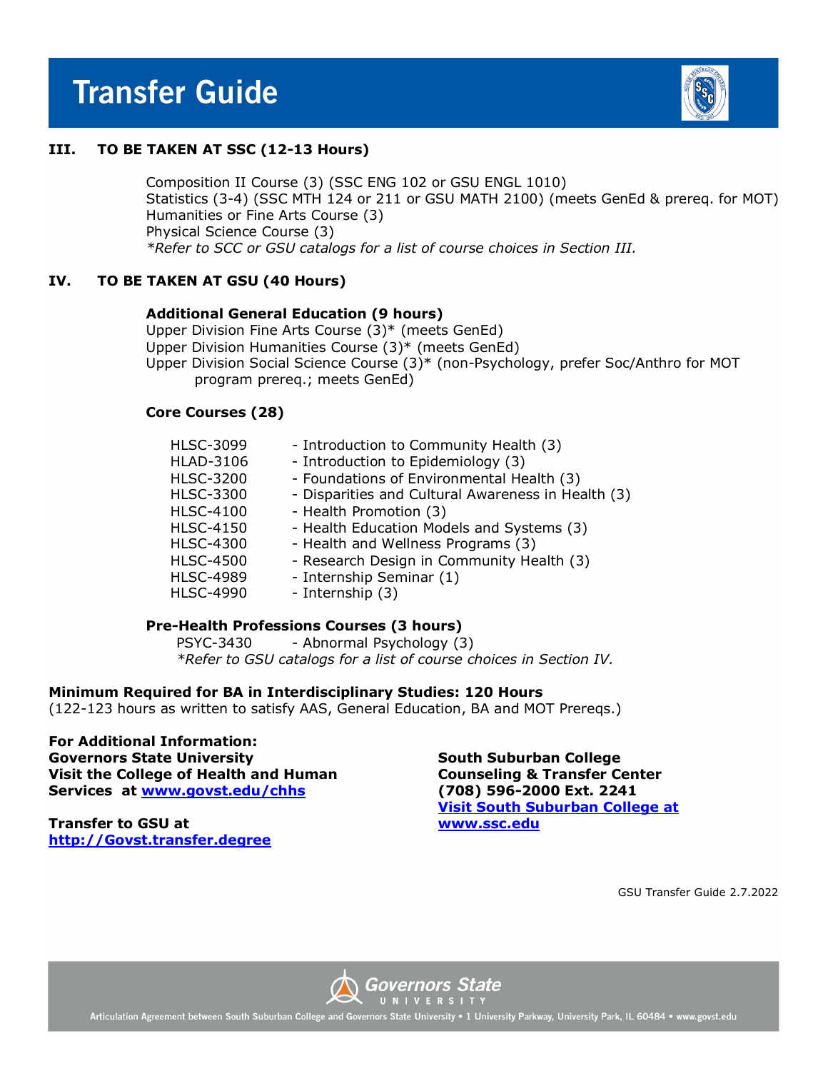# Transfer Guide

## III. TO BE TAKEN AT SSC (12-13 Hours)

Composition II Course (3) (SSC ENG 102 or GSU ENGL 1010)
Statistics (3-4) (SSC MTH 124 or 211 or GSU MATH 2100) (meets GenEd & prereq. for MOT)
Humanities or Fine Arts Course (3)
Physical Science Course (3)
*\*Refer to SCC or GSU catalogs for a list of course choices in Section III.*

## IV. TO BE TAKEN AT GSU (40 Hours)

**Additional General Education (9 hours)**
Upper Division Fine Arts Course (3)* (meets GenEd)
Upper Division Humanities Course (3)* (meets GenEd)
Upper Division Social Science Course (3)* (non-Psychology, prefer Soc/Anthro for MOT program prereq.; meets GenEd)

**Core Courses (28)**

| | |
|---|---|
| HLSC-3099 | - Introduction to Community Health (3) |
| HLAD-3106 | - Introduction to Epidemiology (3) |
| HLSC-3200 | - Foundations of Environmental Health (3) |
| HLSC-3300 | - Disparities and Cultural Awareness in Health (3) |
| HLSC-4100 | - Health Promotion (3) |
| HLSC-4150 | - Health Education Models and Systems (3) |
| HLSC-4300 | - Health and Wellness Programs (3) |
| HLSC-4500 | - Research Design in Community Health (3) |
| HLSC-4989 | - Internship Seminar (1) |
| HLSC-4990 | - Internship (3) |

**Pre-Health Professions Courses (3 hours)**
PSYC-3430 - Abnormal Psychology (3)
*\*Refer to GSU catalogs for a list of course choices in Section IV.*

**Minimum Required for BA in Interdisciplinary Studies: 120 Hours**
(122-123 hours as written to satisfy AAS, General Education, BA and MOT Prereqs.)

**For Additional Information:**
**Governors State University**
**Visit the College of Health and Human Services at [www.govst.edu/chhs](http://www.govst.edu/chhs)**

**Transfer to GSU at [http://Govst.transfer.degree](http://Govst.transfer.degree)**

**South Suburban College**
**Counseling & Transfer Center**
**(708) 596-2000 Ext. 2241**
**[Visit South Suburban College at www.ssc.edu](http://www.ssc.edu)**

GSU Transfer Guide 2.7.2022

Governors State University

Articulation Agreement between South Suburban College and Governors State University • 1 University Parkway, University Park, IL 60484 • www.govst.edu